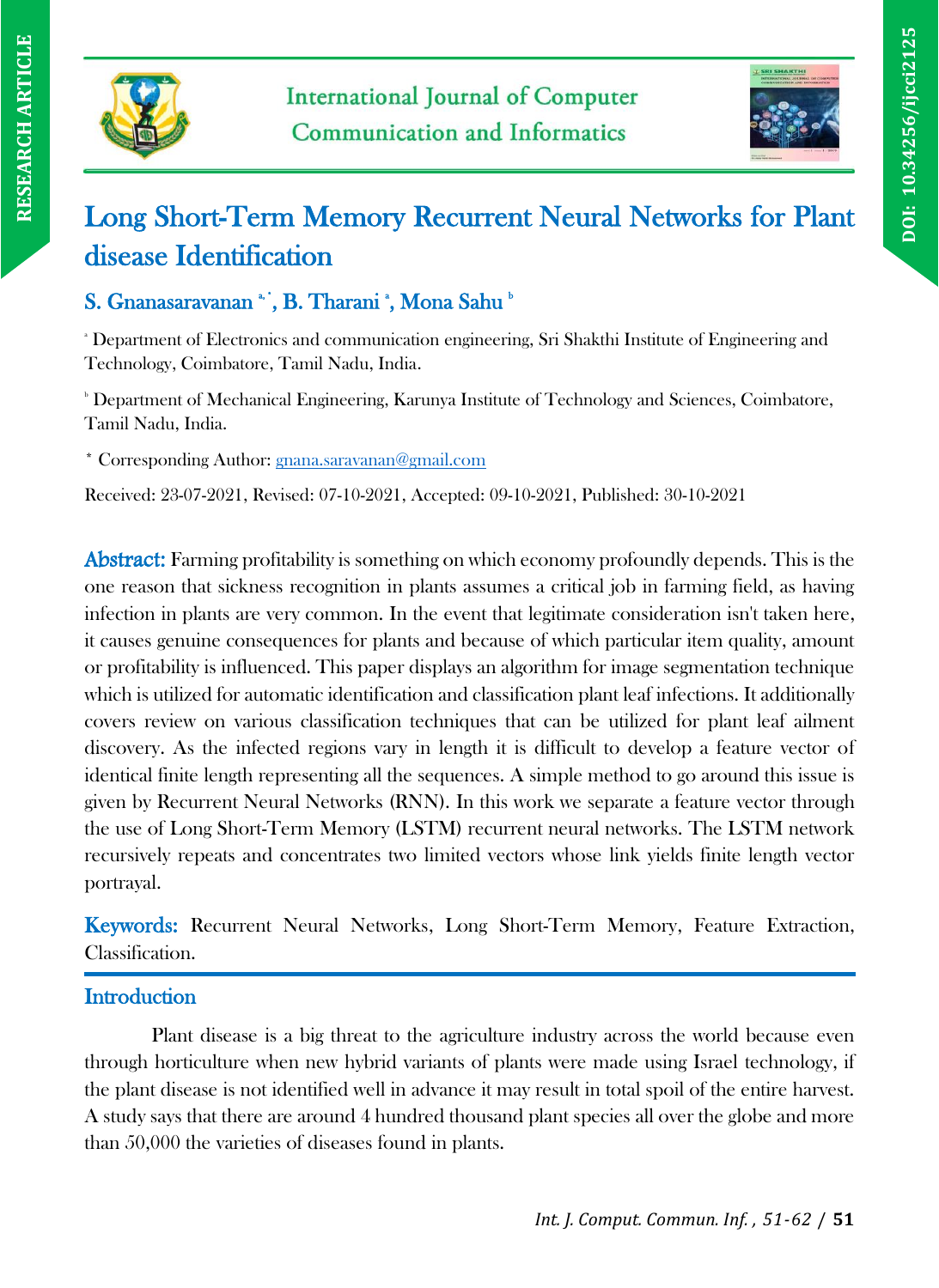# Long Short-Term Memory Recurrent Neural Networks for Plant disease Identification

**S. Gnanasaravanan [a,*], B. Tharani [a], Mona Sahu [b]**

[a] Department of Electronics and communication engineering, Sri Shakthi Institute of Engineering and Technology, Coimbatore, Tamil Nadu, India.

[b] Department of Mechanical Engineering, Karunya Institute of Technology and Sciences, Coimbatore, Tamil Nadu, India.

* Corresponding Author: gnana.saravanan@gmail.com

Received: 23-07-2021, Revised: 07-10-2021, Accepted: 09-10-2021, Published: 30-10-2021

**Abstract:** Farming profitability is something on which economy profoundly depends. This is the one reason that sickness recognition in plants assumes a critical job in farming field, as having infection in plants are very common. In the event that legitimate consideration isn't taken here, it causes genuine consequences for plants and because of which particular item quality, amount or profitability is influenced. This paper displays an algorithm for image segmentation technique which is utilized for automatic identification and classification plant leaf infections. It additionally covers review on various classification techniques that can be utilized for plant leaf ailment discovery. As the infected regions vary in length it is difficult to develop a feature vector of identical finite length representing all the sequences. A simple method to go around this issue is given by Recurrent Neural Networks (RNN). In this work we separate a feature vector through the use of Long Short-Term Memory (LSTM) recurrent neural networks. The LSTM network recursively repeats and concentrates two limited vectors whose link yields finite length vector portrayal.

**Keywords:** Recurrent Neural Networks, Long Short-Term Memory, Feature Extraction, Classification.

## Introduction

Plant disease is a big threat to the agriculture industry across the world because even through horticulture when new hybrid variants of plants were made using Israel technology, if the plant disease is not identified well in advance it may result in total spoil of the entire harvest. A study says that there are around 4 hundred thousand plant species all over the globe and more than 50,000 the varieties of diseases found in plants.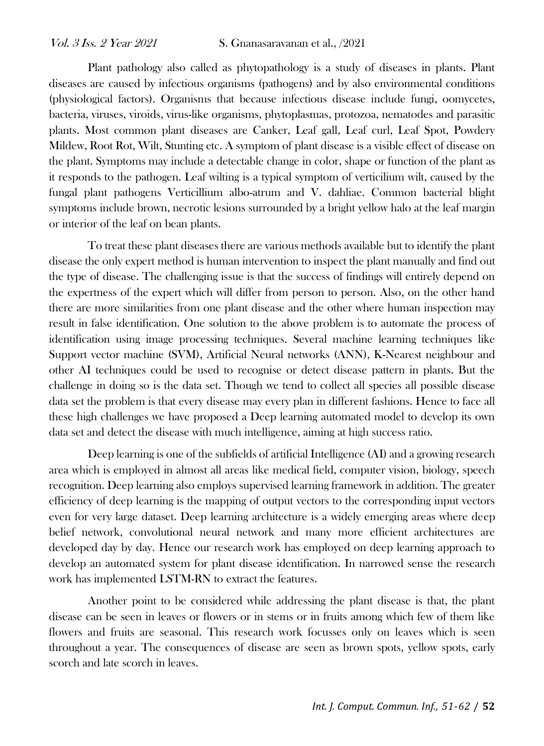Plant pathology also called as phytopathology is a study of diseases in plants. Plant diseases are caused by infectious organisms (pathogens) and by also environmental conditions (physiological factors). Organisms that because infectious disease include fungi, oomycetes, bacteria, viruses, viroids, virus-like organisms, phytoplasmas, protozoa, nematodes and parasitic plants. Most common plant diseases are Canker, Leaf gall, Leaf curl, Leaf Spot, Powdery Mildew, Root Rot, Wilt, Stunting etc. A symptom of plant disease is a visible effect of disease on the plant. Symptoms may include a detectable change in color, shape or function of the plant as it responds to the pathogen. Leaf wilting is a typical symptom of verticilium wilt, caused by the fungal plant pathogens Verticillium albo-atrum and V. dahliae. Common bacterial blight symptoms include brown, necrotic lesions surrounded by a bright yellow halo at the leaf margin or interior of the leaf on bean plants.

To treat these plant diseases there are various methods available but to identify the plant disease the only expert method is human intervention to inspect the plant manually and find out the type of disease. The challenging issue is that the success of findings will entirely depend on the expertness of the expert which will differ from person to person. Also, on the other hand there are more similarities from one plant disease and the other where human inspection may result in false identification. One solution to the above problem is to automate the process of identification using image processing techniques. Several machine learning techniques like Support vector machine (SVM), Artificial Neural networks (ANN), K-Nearest neighbour and other AI techniques could be used to recognise or detect disease pattern in plants. But the challenge in doing so is the data set. Though we tend to collect all species all possible disease data set the problem is that every disease may every plan in different fashions. Hence to face all these high challenges we have proposed a Deep learning automated model to develop its own data set and detect the disease with much intelligence, aiming at high success ratio.

Deep learning is one of the subfields of artificial Intelligence (AI) and a growing research area which is employed in almost all areas like medical field, computer vision, biology, speech recognition. Deep learning also employs supervised learning framework in addition. The greater efficiency of deep learning is the mapping of output vectors to the corresponding input vectors even for very large dataset. Deep learning architecture is a widely emerging areas where deep belief network, convolutional neural network and many more efficient architectures are developed day by day. Hence our research work has employed on deep learning approach to develop an automated system for plant disease identification. In narrowed sense the research work has implemented LSTM-RN to extract the features.

Another point to be considered while addressing the plant disease is that, the plant disease can be seen in leaves or flowers or in stems or in fruits among which few of them like flowers and fruits are seasonal. This research work focusses only on leaves which is seen throughout a year. The consequences of disease are seen as brown spots, yellow spots, early scorch and late scorch in leaves.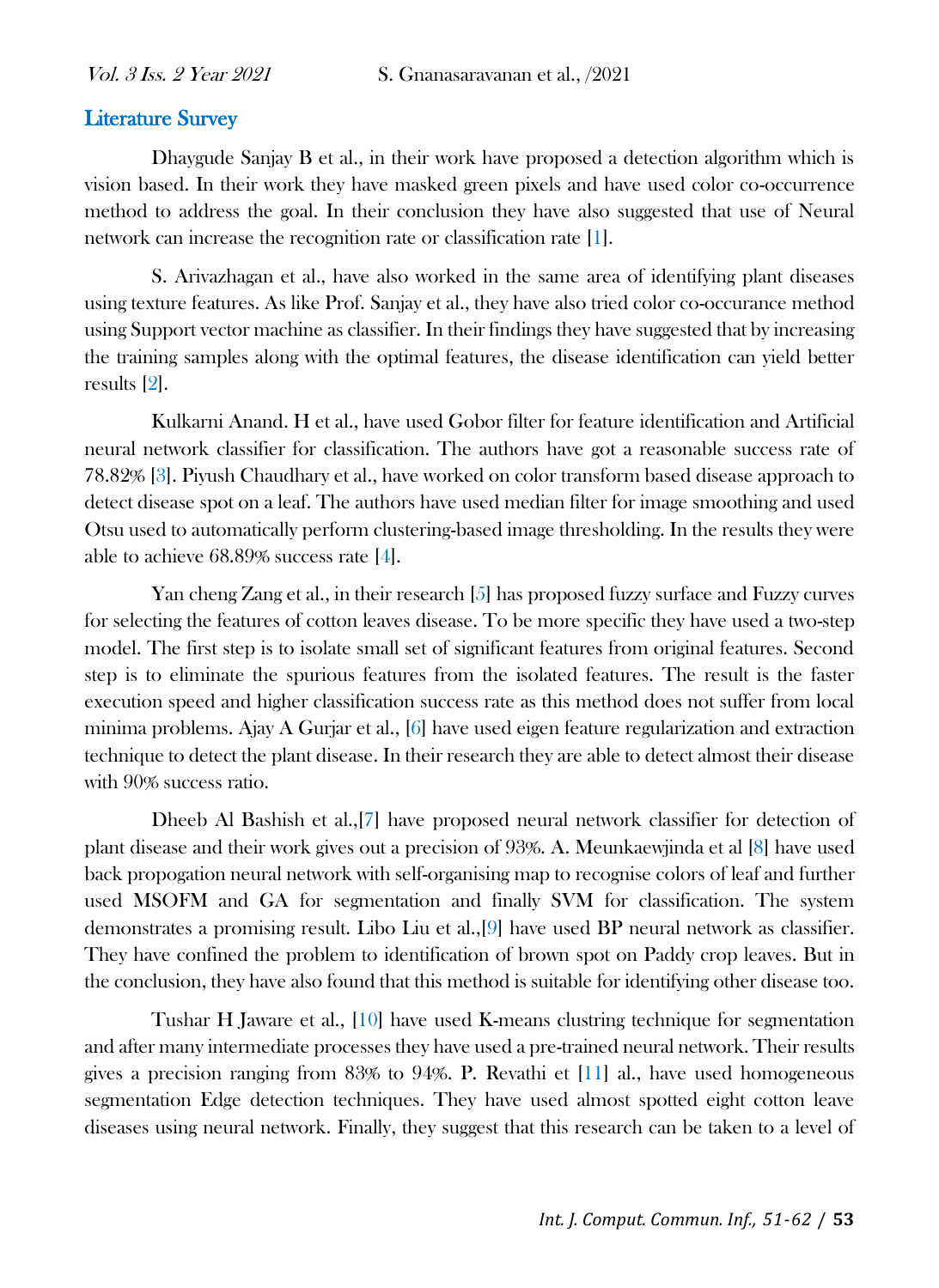## Literature Survey

Dhaygude Sanjay B et al., in their work have proposed a detection algorithm which is vision based. In their work they have masked green pixels and have used color co-occurrence method to address the goal. In their conclusion they have also suggested that use of Neural network can increase the recognition rate or classification rate [1].

S. Arivazhagan et al., have also worked in the same area of identifying plant diseases using texture features. As like Prof. Sanjay et al., they have also tried color co-occurance method using Support vector machine as classifier. In their findings they have suggested that by increasing the training samples along with the optimal features, the disease identification can yield better results [2].

Kulkarni Anand. H et al., have used Gobor filter for feature identification and Artificial neural network classifier for classification. The authors have got a reasonable success rate of 78.82% [3]. Piyush Chaudhary et al., have worked on color transform based disease approach to detect disease spot on a leaf. The authors have used median filter for image smoothing and used Otsu used to automatically perform clustering-based image thresholding. In the results they were able to achieve 68.89% success rate [4].

Yan cheng Zang et al., in their research [5] has proposed fuzzy surface and Fuzzy curves for selecting the features of cotton leaves disease. To be more specific they have used a two-step model. The first step is to isolate small set of significant features from original features. Second step is to eliminate the spurious features from the isolated features. The result is the faster execution speed and higher classification success rate as this method does not suffer from local minima problems. Ajay A Gurjar et al., [6] have used eigen feature regularization and extraction technique to detect the plant disease. In their research they are able to detect almost their disease with 90% success ratio.

Dheeb Al Bashish et al.,[7] have proposed neural network classifier for detection of plant disease and their work gives out a precision of 93%. A. Meunkaewjinda et al [8] have used back propogation neural network with self-organising map to recognise colors of leaf and further used MSOFM and GA for segmentation and finally SVM for classification. The system demonstrates a promising result. Libo Liu et al.,[9] have used BP neural network as classifier. They have confined the problem to identification of brown spot on Paddy crop leaves. But in the conclusion, they have also found that this method is suitable for identifying other disease too.

Tushar H Jaware et al., [10] have used K-means clustring technique for segmentation and after many intermediate processes they have used a pre-trained neural network. Their results gives a precision ranging from 83% to 94%. P. Revathi et [11] al., have used homogeneous segmentation Edge detection techniques. They have used almost spotted eight cotton leave diseases using neural network. Finally, they suggest that this research can be taken to a level of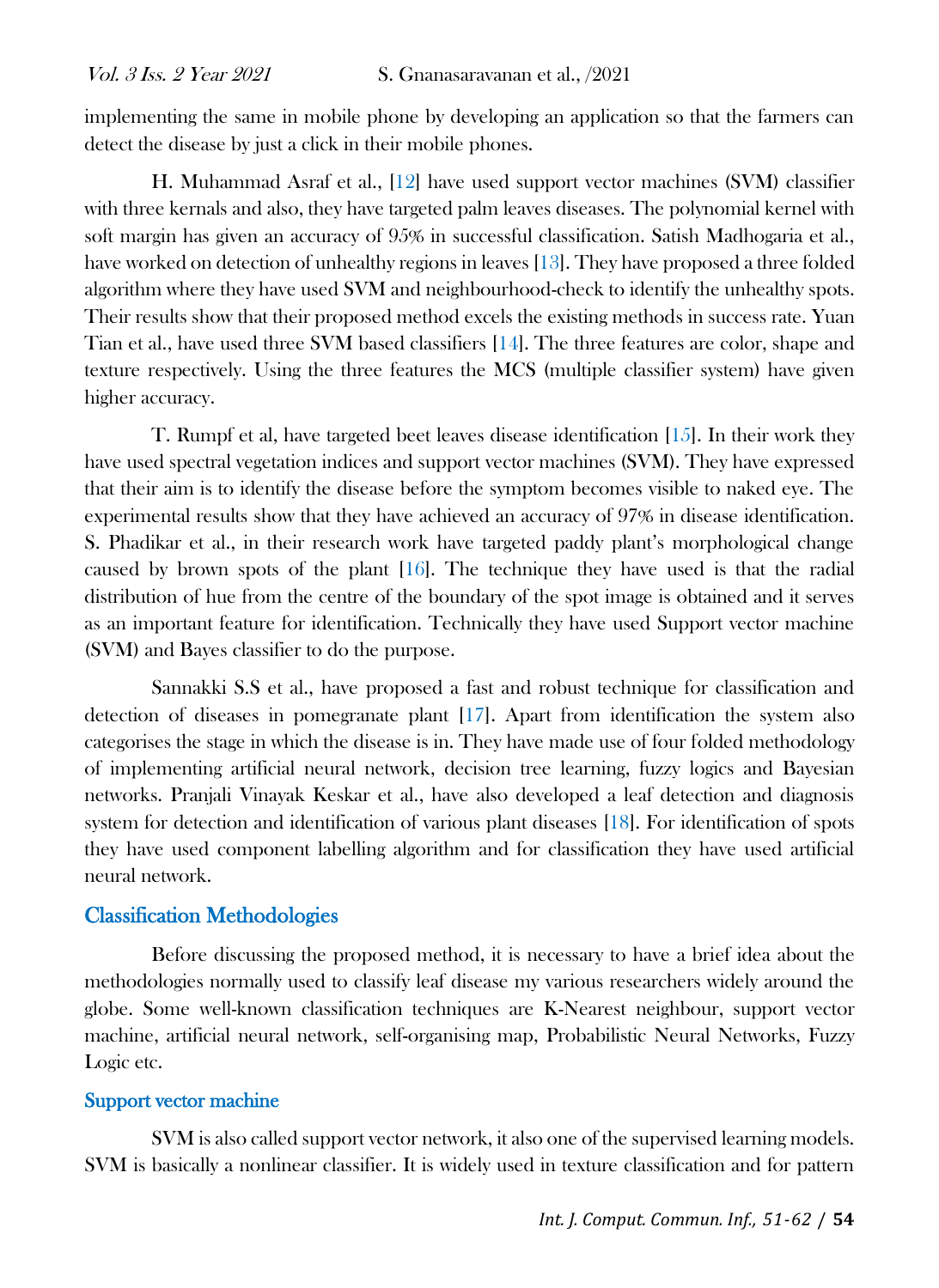implementing the same in mobile phone by developing an application so that the farmers can detect the disease by just a click in their mobile phones.

H. Muhammad Asraf et al., [12] have used support vector machines (SVM) classifier with three kernals and also, they have targeted palm leaves diseases. The polynomial kernel with soft margin has given an accuracy of 95% in successful classification. Satish Madhogaria et al., have worked on detection of unhealthy regions in leaves [13]. They have proposed a three folded algorithm where they have used SVM and neighbourhood-check to identify the unhealthy spots. Their results show that their proposed method excels the existing methods in success rate. Yuan Tian et al., have used three SVM based classifiers [14]. The three features are color, shape and texture respectively. Using the three features the MCS (multiple classifier system) have given higher accuracy.

T. Rumpf et al, have targeted beet leaves disease identification [15]. In their work they have used spectral vegetation indices and support vector machines (SVM). They have expressed that their aim is to identify the disease before the symptom becomes visible to naked eye. The experimental results show that they have achieved an accuracy of 97% in disease identification. S. Phadikar et al., in their research work have targeted paddy plant's morphological change caused by brown spots of the plant [16]. The technique they have used is that the radial distribution of hue from the centre of the boundary of the spot image is obtained and it serves as an important feature for identification. Technically they have used Support vector machine (SVM) and Bayes classifier to do the purpose.

Sannakki S.S et al., have proposed a fast and robust technique for classification and detection of diseases in pomegranate plant [17]. Apart from identification the system also categorises the stage in which the disease is in. They have made use of four folded methodology of implementing artificial neural network, decision tree learning, fuzzy logics and Bayesian networks. Pranjali Vinayak Keskar et al., have also developed a leaf detection and diagnosis system for detection and identification of various plant diseases [18]. For identification of spots they have used component labelling algorithm and for classification they have used artificial neural network.

## Classification Methodologies

Before discussing the proposed method, it is necessary to have a brief idea about the methodologies normally used to classify leaf disease my various researchers widely around the globe. Some well-known classification techniques are K-Nearest neighbour, support vector machine, artificial neural network, self-organising map, Probabilistic Neural Networks, Fuzzy Logic etc.

### Support vector machine

SVM is also called support vector network, it also one of the supervised learning models. SVM is basically a nonlinear classifier. It is widely used in texture classification and for pattern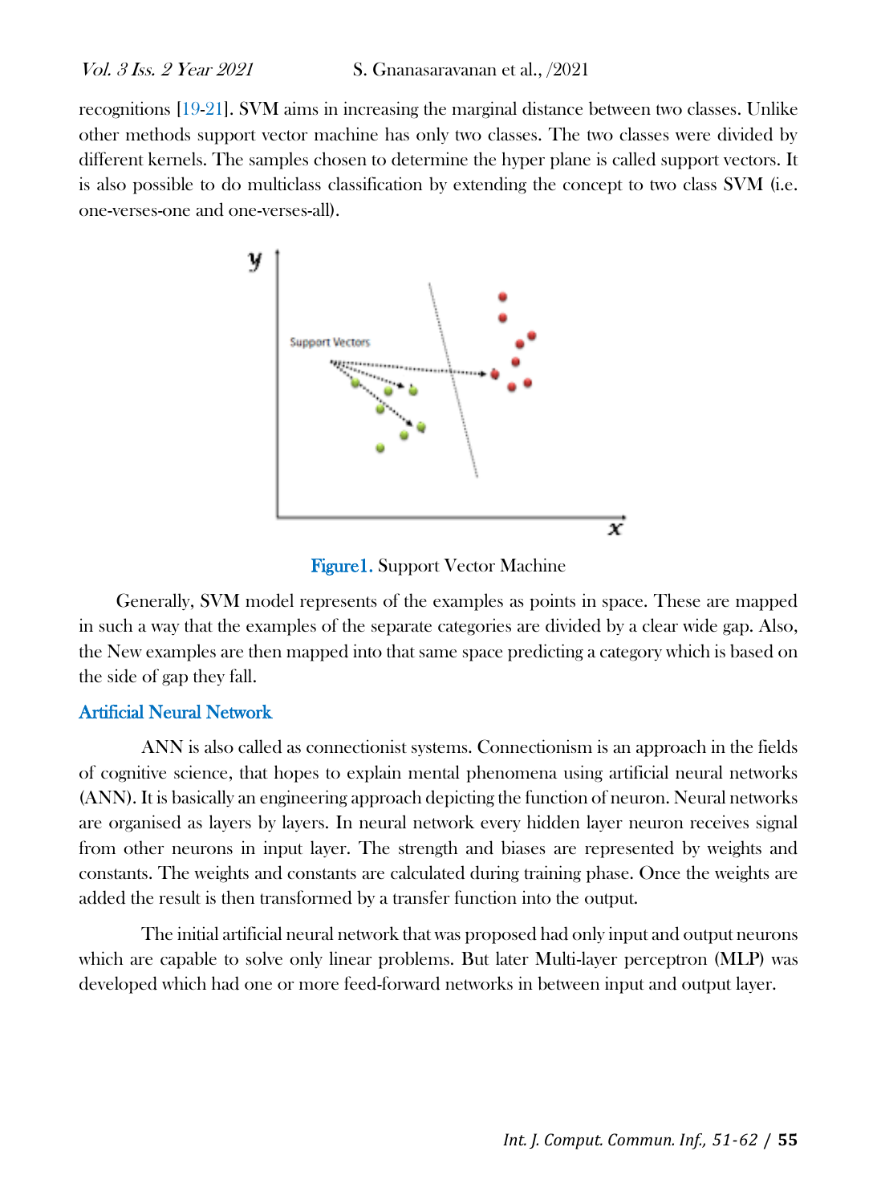recognitions [19-21]. SVM aims in increasing the marginal distance between two classes. Unlike other methods support vector machine has only two classes. The two classes were divided by different kernels. The samples chosen to determine the hyper plane is called support vectors. It is also possible to do multiclass classification by extending the concept to two class SVM (i.e. one-verses-one and one-verses-all).

**Figure1.** Support Vector Machine

Generally, SVM model represents of the examples as points in space. These are mapped in such a way that the examples of the separate categories are divided by a clear wide gap. Also, the New examples are then mapped into that same space predicting a category which is based on the side of gap they fall.

### Artificial Neural Network

ANN is also called as connectionist systems. Connectionism is an approach in the fields of cognitive science, that hopes to explain mental phenomena using artificial neural networks (ANN). It is basically an engineering approach depicting the function of neuron. Neural networks are organised as layers by layers. In neural network every hidden layer neuron receives signal from other neurons in input layer. The strength and biases are represented by weights and constants. The weights and constants are calculated during training phase. Once the weights are added the result is then transformed by a transfer function into the output.

The initial artificial neural network that was proposed had only input and output neurons which are capable to solve only linear problems. But later Multi-layer perceptron (MLP) was developed which had one or more feed-forward networks in between input and output layer.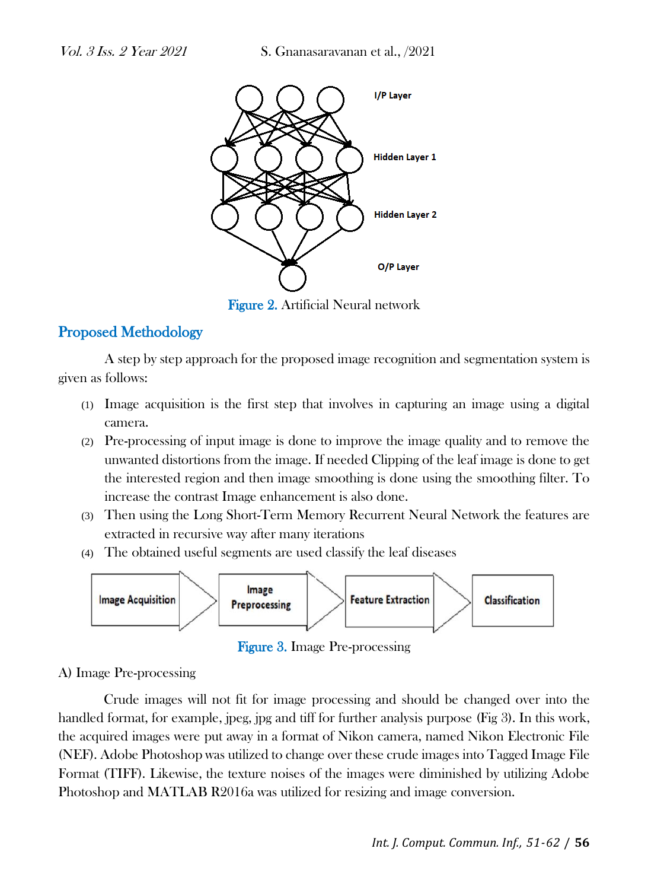Figure 2. Artificial Neural network

## Proposed Methodology

A step by step approach for the proposed image recognition and segmentation system is given as follows:

(1) Image acquisition is the first step that involves in capturing an image using a digital camera.

(2) Pre-processing of input image is done to improve the image quality and to remove the unwanted distortions from the image. If needed Clipping of the leaf image is done to get the interested region and then image smoothing is done using the smoothing filter. To increase the contrast Image enhancement is also done.

(3) Then using the Long Short-Term Memory Recurrent Neural Network the features are extracted in recursive way after many iterations

(4) The obtained useful segments are used classify the leaf diseases

Figure 3. Image Pre-processing

A) Image Pre-processing

Crude images will not fit for image processing and should be changed over into the handled format, for example, jpeg, jpg and tiff for further analysis purpose (Fig 3). In this work, the acquired images were put away in a format of Nikon camera, named Nikon Electronic File (NEF). Adobe Photoshop was utilized to change over these crude images into Tagged Image File Format (TIFF). Likewise, the texture noises of the images were diminished by utilizing Adobe Photoshop and MATLAB R2016a was utilized for resizing and image conversion.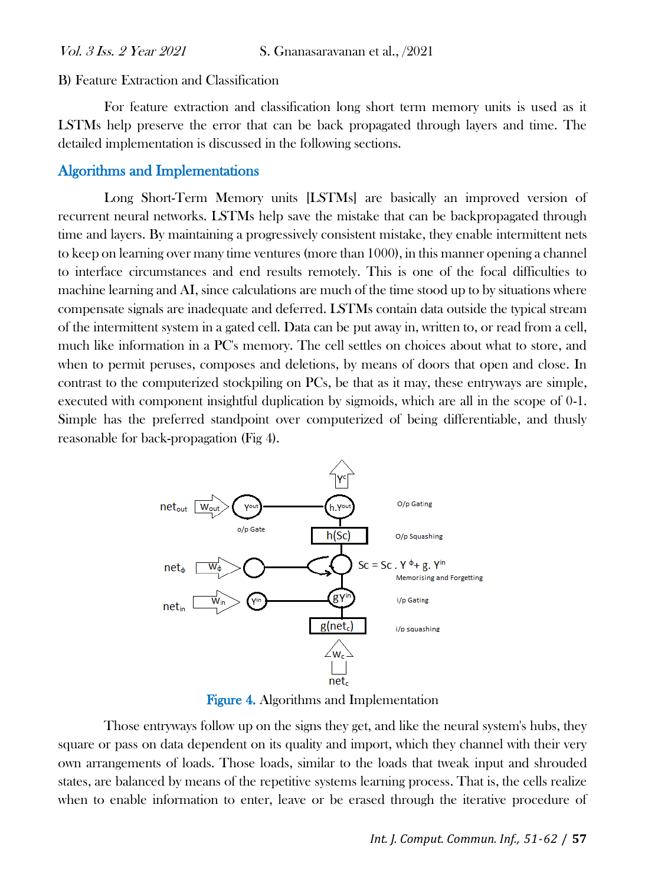B) Feature Extraction and Classification

For feature extraction and classification long short term memory units is used as it LSTMs help preserve the error that can be back propagated through layers and time. The detailed implementation is discussed in the following sections.

## Algorithms and Implementations

Long Short-Term Memory units [LSTMs] are basically an improved version of recurrent neural networks. LSTMs help save the mistake that can be backpropagated through time and layers. By maintaining a progressively consistent mistake, they enable intermittent nets to keep on learning over many time ventures (more than 1000), in this manner opening a channel to interface circumstances and end results remotely. This is one of the focal difficulties to machine learning and AI, since calculations are much of the time stood up to by situations where compensate signals are inadequate and deferred. LSTMs contain data outside the typical stream of the intermittent system in a gated cell. Data can be put away in, written to, or read from a cell, much like information in a PC's memory. The cell settles on choices about what to store, and when to permit peruses, composes and deletions, by means of doors that open and close. In contrast to the computerized stockpiling on PCs, be that as it may, these entryways are simple, executed with component insightful duplication by sigmoids, which are all in the scope of 0-1. Simple has the preferred standpoint over computerized of being differentiable, and thusly reasonable for back-propagation (Fig 4).

Figure 4. Algorithms and Implementation

Those entryways follow up on the signs they get, and like the neural system's hubs, they square or pass on data dependent on its quality and import, which they channel with their very own arrangements of loads. Those loads, similar to the loads that tweak input and shrouded states, are balanced by means of the repetitive systems learning process. That is, the cells realize when to enable information to enter, leave or be erased through the iterative procedure of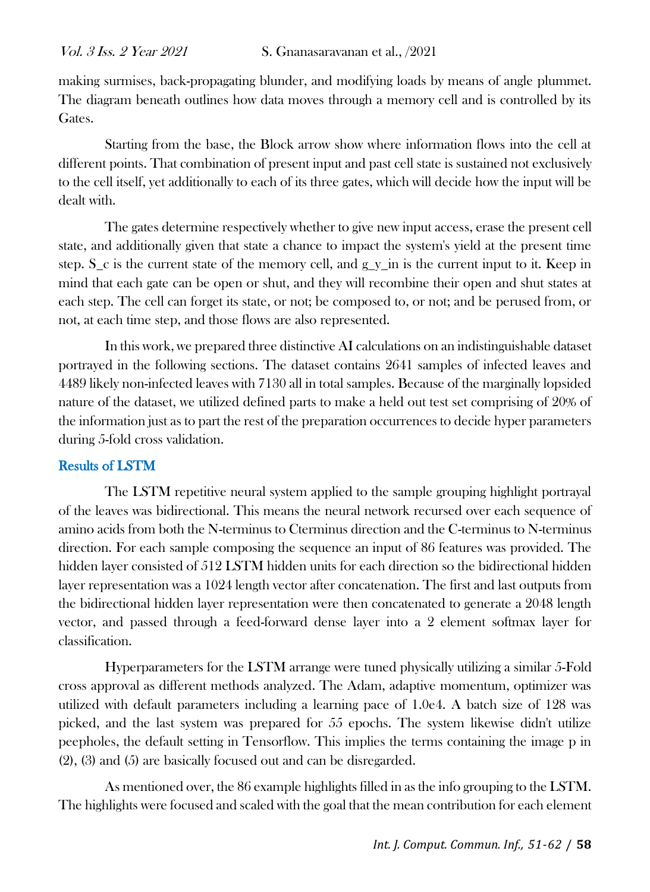making surmises, back-propagating blunder, and modifying loads by means of angle plummet. The diagram beneath outlines how data moves through a memory cell and is controlled by its Gates.

Starting from the base, the Block arrow show where information flows into the cell at different points. That combination of present input and past cell state is sustained not exclusively to the cell itself, yet additionally to each of its three gates, which will decide how the input will be dealt with.

The gates determine respectively whether to give new input access, erase the present cell state, and additionally given that state a chance to impact the system's yield at the present time step. S_c is the current state of the memory cell, and g_y_in is the current input to it. Keep in mind that each gate can be open or shut, and they will recombine their open and shut states at each step. The cell can forget its state, or not; be composed to, or not; and be perused from, or not, at each time step, and those flows are also represented.

In this work, we prepared three distinctive AI calculations on an indistinguishable dataset portrayed in the following sections. The dataset contains 2641 samples of infected leaves and 4489 likely non-infected leaves with 7130 all in total samples. Because of the marginally lopsided nature of the dataset, we utilized defined parts to make a held out test set comprising of 20% of the information just as to part the rest of the preparation occurrences to decide hyper parameters during 5-fold cross validation.

## Results of LSTM

The LSTM repetitive neural system applied to the sample grouping highlight portrayal of the leaves was bidirectional. This means the neural network recursed over each sequence of amino acids from both the N-terminus to Cterminus direction and the C-terminus to N-terminus direction. For each sample composing the sequence an input of 86 features was provided. The hidden layer consisted of 512 LSTM hidden units for each direction so the bidirectional hidden layer representation was a 1024 length vector after concatenation. The first and last outputs from the bidirectional hidden layer representation were then concatenated to generate a 2048 length vector, and passed through a feed-forward dense layer into a 2 element softmax layer for classification.

Hyperparameters for the LSTM arrange were tuned physically utilizing a similar 5-Fold cross approval as different methods analyzed. The Adam, adaptive momentum, optimizer was utilized with default parameters including a learning pace of 1.0e4. A batch size of 128 was picked, and the last system was prepared for 55 epochs. The system likewise didn't utilize peepholes, the default setting in Tensorflow. This implies the terms containing the image p in (2), (3) and (5) are basically focused out and can be disregarded.

As mentioned over, the 86 example highlights filled in as the info grouping to the LSTM. The highlights were focused and scaled with the goal that the mean contribution for each element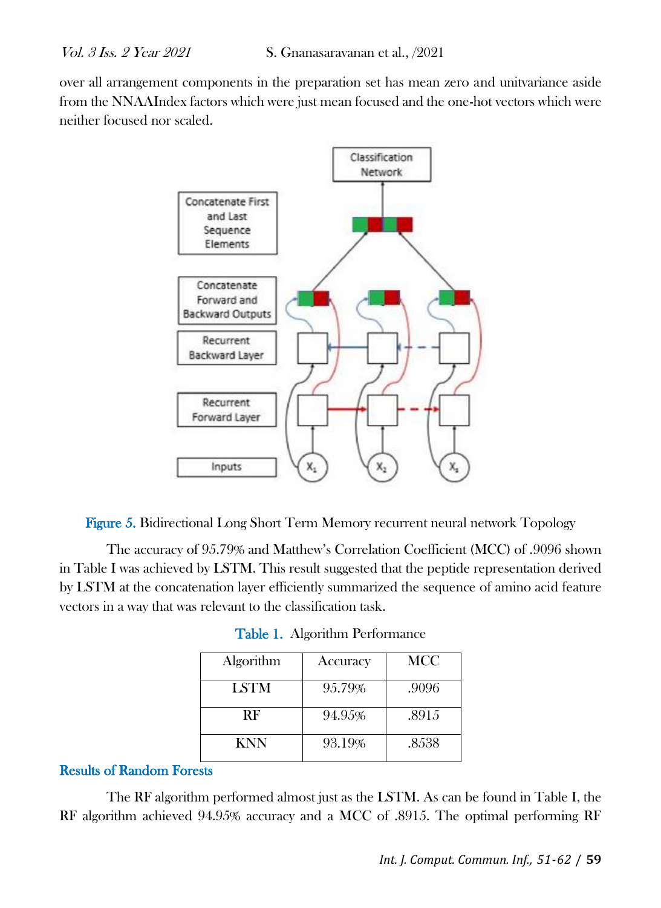over all arrangement components in the preparation set has mean zero and unitvariance aside from the NNAAIndex factors which were just mean focused and the one-hot vectors which were neither focused nor scaled.

Figure 5. Bidirectional Long Short Term Memory recurrent neural network Topology

The accuracy of 95.79% and Matthew's Correlation Coefficient (MCC) of .9096 shown in Table I was achieved by LSTM. This result suggested that the peptide representation derived by LSTM at the concatenation layer efficiently summarized the sequence of amino acid feature vectors in a way that was relevant to the classification task.

Table 1. Algorithm Performance

| Algorithm | Accuracy | MCC |
|---|---|---|
| LSTM | 95.79% | .9096 |
| RF | 94.95% | .8915 |
| KNN | 93.19% | .8538 |

### Results of Random Forests

The RF algorithm performed almost just as the LSTM. As can be found in Table I, the RF algorithm achieved 94.95% accuracy and a MCC of .8915. The optimal performing RF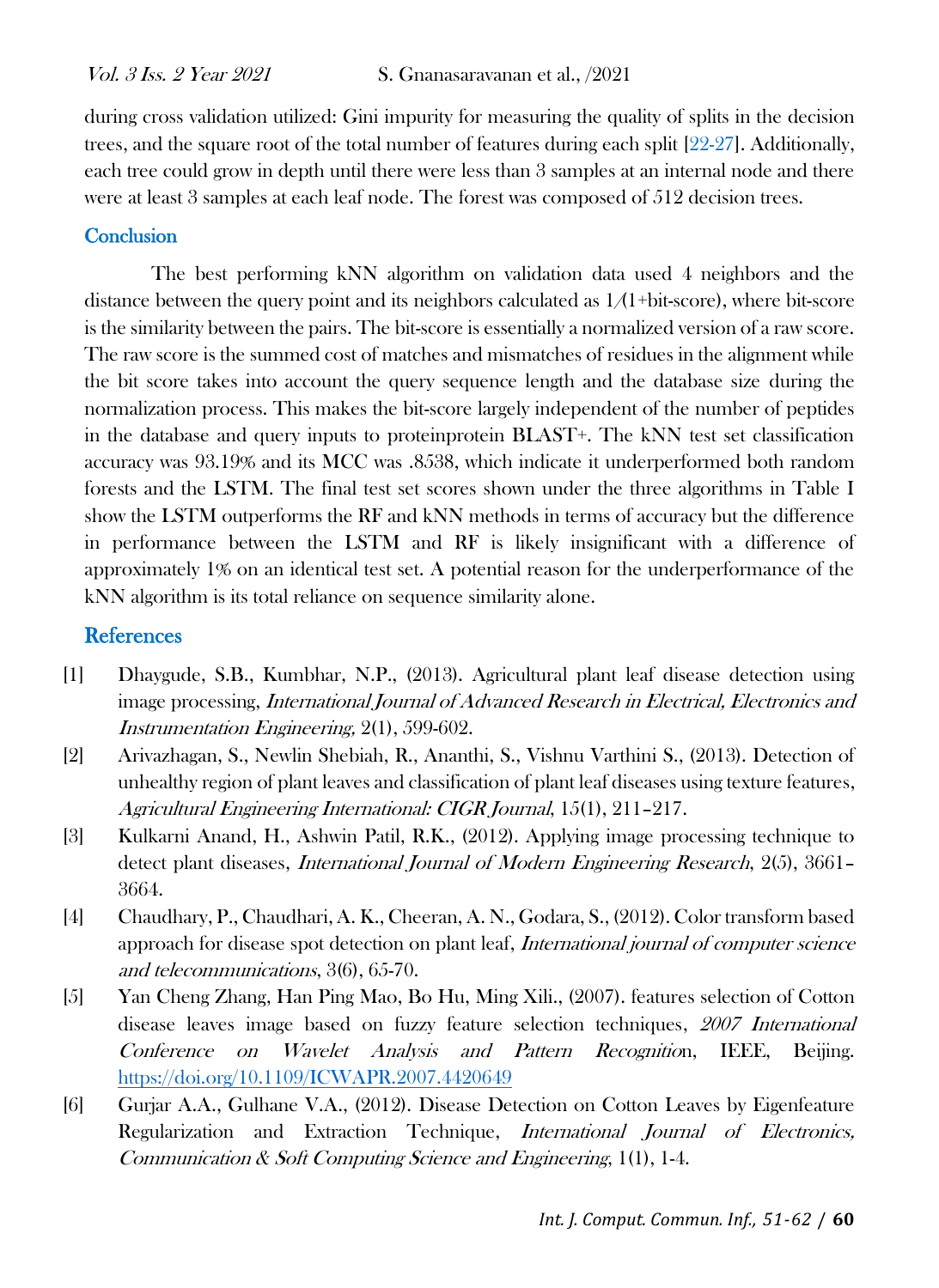during cross validation utilized: Gini impurity for measuring the quality of splits in the decision trees, and the square root of the total number of features during each split [22-27]. Additionally, each tree could grow in depth until there were less than 3 samples at an internal node and there were at least 3 samples at each leaf node. The forest was composed of 512 decision trees.

## Conclusion

The best performing kNN algorithm on validation data used 4 neighbors and the distance between the query point and its neighbors calculated as 1/(1+bit-score), where bit-score is the similarity between the pairs. The bit-score is essentially a normalized version of a raw score. The raw score is the summed cost of matches and mismatches of residues in the alignment while the bit score takes into account the query sequence length and the database size during the normalization process. This makes the bit-score largely independent of the number of peptides in the database and query inputs to proteinprotein BLAST+. The kNN test set classification accuracy was 93.19% and its MCC was .8538, which indicate it underperformed both random forests and the LSTM. The final test set scores shown under the three algorithms in Table I show the LSTM outperforms the RF and kNN methods in terms of accuracy but the difference in performance between the LSTM and RF is likely insignificant with a difference of approximately 1% on an identical test set. A potential reason for the underperformance of the kNN algorithm is its total reliance on sequence similarity alone.

## References

[1] Dhaygude, S.B., Kumbhar, N.P., (2013). Agricultural plant leaf disease detection using image processing, *International Journal of Advanced Research in Electrical, Electronics and Instrumentation Engineering,* 2(1), 599-602.

[2] Arivazhagan, S., Newlin Shebiah, R., Ananthi, S., Vishnu Varthini S., (2013). Detection of unhealthy region of plant leaves and classification of plant leaf diseases using texture features, *Agricultural Engineering International: CIGR Journal*, 15(1), 211–217.

[3] Kulkarni Anand, H., Ashwin Patil, R.K., (2012). Applying image processing technique to detect plant diseases, *International Journal of Modern Engineering Research*, 2(5), 3661–3664.

[4] Chaudhary, P., Chaudhari, A. K., Cheeran, A. N., Godara, S., (2012). Color transform based approach for disease spot detection on plant leaf, *International journal of computer science and telecommunications*, 3(6), 65-70.

[5] Yan Cheng Zhang, Han Ping Mao, Bo Hu, Ming Xili., (2007). features selection of Cotton disease leaves image based on fuzzy feature selection techniques, *2007 International Conference on Wavelet Analysis and Pattern Recognitio*n, IEEE, Beijing. https://doi.org/10.1109/ICWAPR.2007.4420649

[6] Gurjar A.A., Gulhane V.A., (2012). Disease Detection on Cotton Leaves by Eigenfeature Regularization and Extraction Technique, *International Journal of Electronics, Communication & Soft Computing Science and Engineering*, 1(1), 1-4.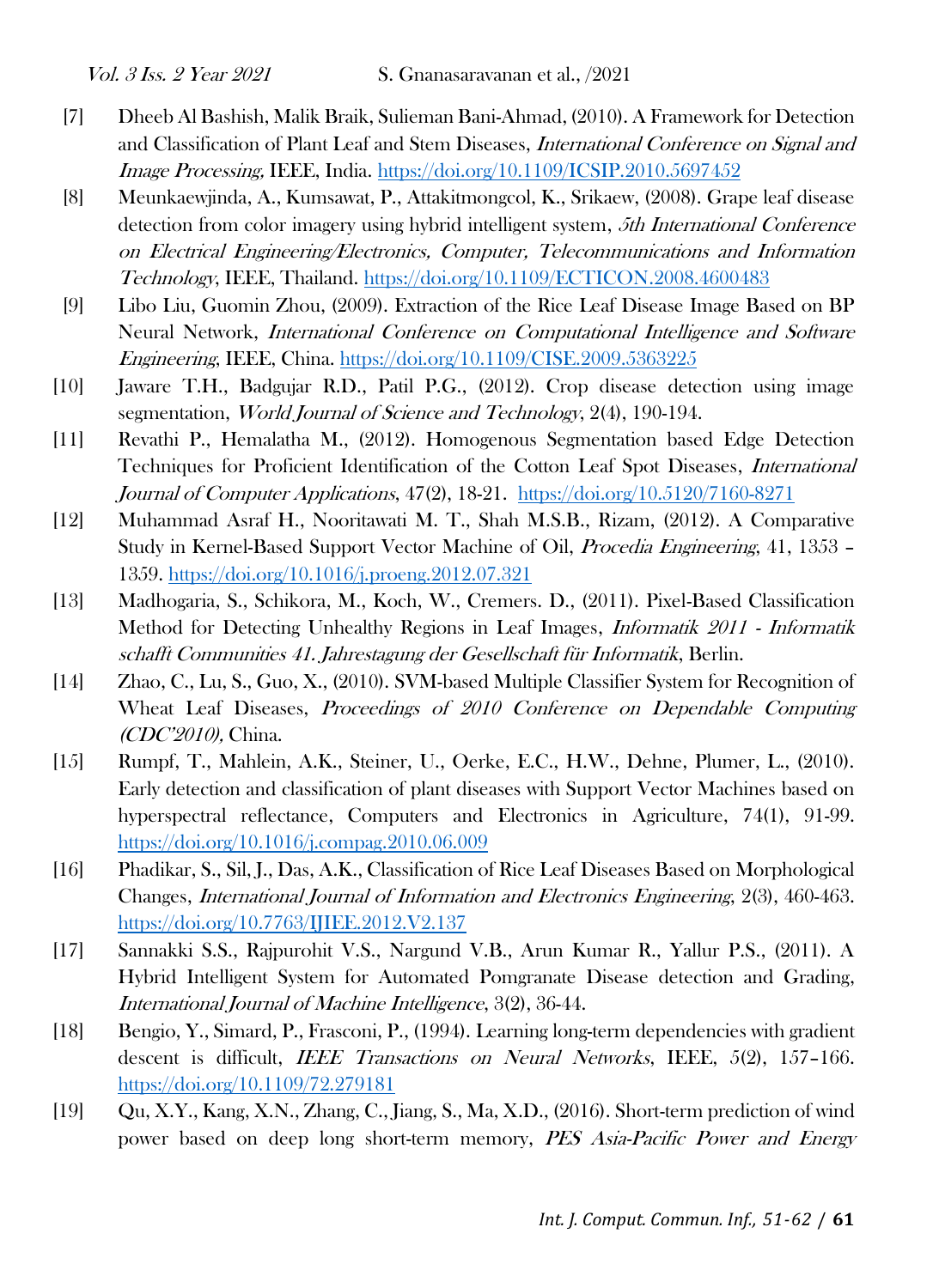[7] Dheeb Al Bashish, Malik Braik, Sulieman Bani-Ahmad, (2010). A Framework for Detection and Classification of Plant Leaf and Stem Diseases, *International Conference on Signal and Image Processing,* IEEE, India. https://doi.org/10.1109/ICSIP.2010.5697452

[8] Meunkaewjinda, A., Kumsawat, P., Attakitmongcol, K., Srikaew, (2008). Grape leaf disease detection from color imagery using hybrid intelligent system, *5th International Conference on Electrical Engineering/Electronics, Computer, Telecommunications and Information Technology*, IEEE, Thailand. https://doi.org/10.1109/ECTICON.2008.4600483

[9] Libo Liu, Guomin Zhou, (2009). Extraction of the Rice Leaf Disease Image Based on BP Neural Network, *International Conference on Computational Intelligence and Software Engineering*, IEEE, China. https://doi.org/10.1109/CISE.2009.5363225

[10] Jaware T.H., Badgujar R.D., Patil P.G., (2012). Crop disease detection using image segmentation, *World Journal of Science and Technology*, 2(4), 190-194.

[11] Revathi P., Hemalatha M., (2012). Homogenous Segmentation based Edge Detection Techniques for Proficient Identification of the Cotton Leaf Spot Diseases, *International Journal of Computer Applications*, 47(2), 18-21. https://doi.org/10.5120/7160-8271

[12] Muhammad Asraf H., Nooritawati M. T., Shah M.S.B., Rizam, (2012). A Comparative Study in Kernel-Based Support Vector Machine of Oil, *Procedia Engineering*, 41, 1353 – 1359. https://doi.org/10.1016/j.proeng.2012.07.321

[13] Madhogaria, S., Schikora, M., Koch, W., Cremers. D., (2011). Pixel-Based Classification Method for Detecting Unhealthy Regions in Leaf Images, *Informatik 2011 - Informatik schafft Communities 41. Jahrestagung der Gesellschaft für Informatik*, Berlin.

[14] Zhao, C., Lu, S., Guo, X., (2010). SVM-based Multiple Classifier System for Recognition of Wheat Leaf Diseases, *Proceedings of 2010 Conference on Dependable Computing (CDC'2010),* China.

[15] Rumpf, T., Mahlein, A.K., Steiner, U., Oerke, E.C., H.W., Dehne, Plumer, L., (2010). Early detection and classification of plant diseases with Support Vector Machines based on hyperspectral reflectance, Computers and Electronics in Agriculture, 74(1), 91-99. https://doi.org/10.1016/j.compag.2010.06.009

[16] Phadikar, S., Sil, J., Das, A.K., Classification of Rice Leaf Diseases Based on Morphological Changes, *International Journal of Information and Electronics Engineering*, 2(3), 460-463. https://doi.org/10.7763/IJIEE.2012.V2.137

[17] Sannakki S.S., Rajpurohit V.S., Nargund V.B., Arun Kumar R., Yallur P.S., (2011). A Hybrid Intelligent System for Automated Pomgranate Disease detection and Grading, *International Journal of Machine Intelligence*, 3(2), 36-44.

[18] Bengio, Y., Simard, P., Frasconi, P., (1994). Learning long-term dependencies with gradient descent is difficult, *IEEE Transactions on Neural Networks*, IEEE, 5(2), 157–166. https://doi.org/10.1109/72.279181

[19] Qu, X.Y., Kang, X.N., Zhang, C., Jiang, S., Ma, X.D., (2016). Short-term prediction of wind power based on deep long short-term memory, *PES Asia-Pacific Power and Energy*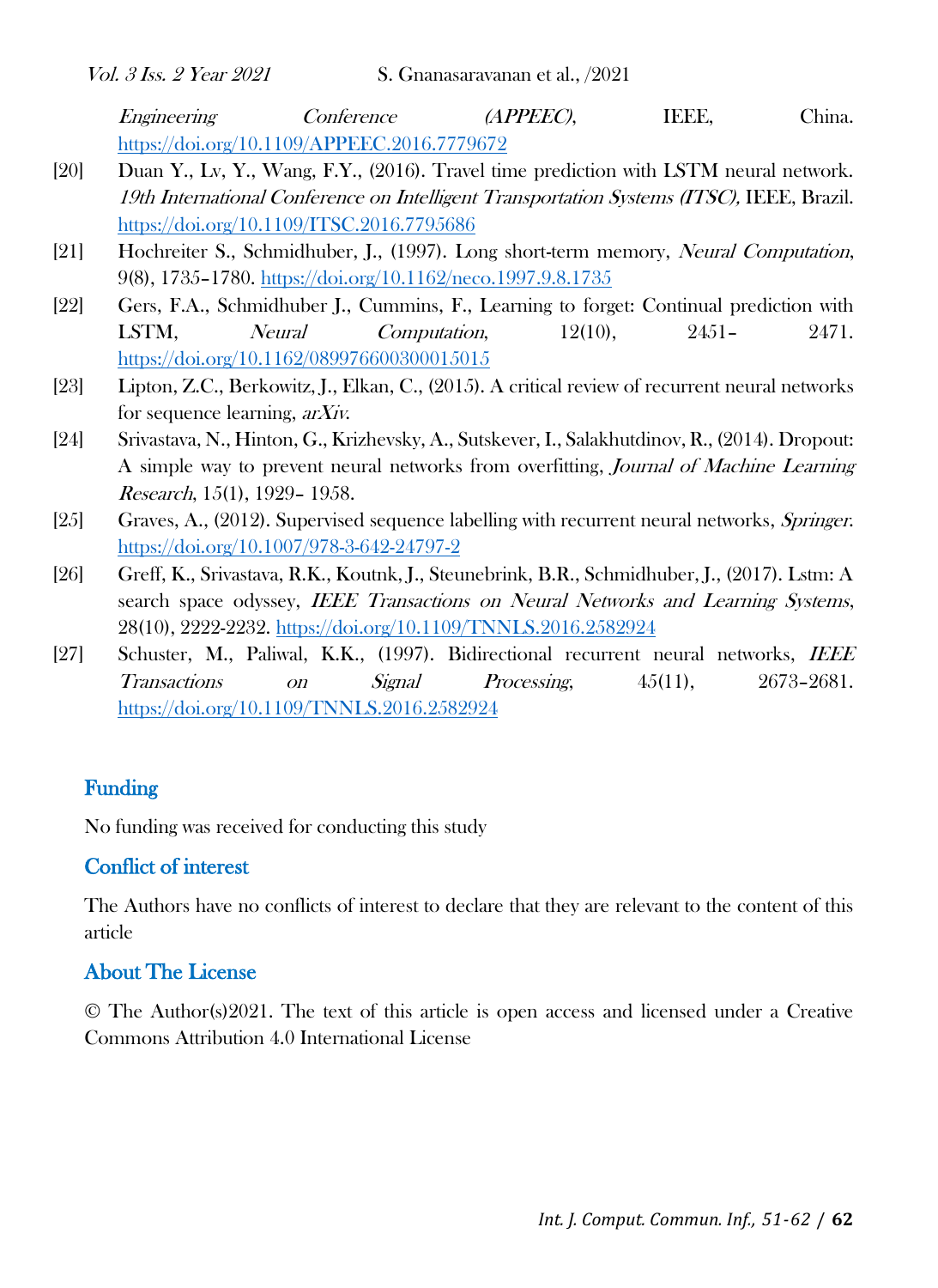*Engineering Conference (APPEEC)*, IEEE, China. https://doi.org/10.1109/APPEEC.2016.7779672

[20] Duan Y., Lv, Y., Wang, F.Y., (2016). Travel time prediction with LSTM neural network. *19th International Conference on Intelligent Transportation Systems (ITSC),* IEEE, Brazil. https://doi.org/10.1109/ITSC.2016.7795686

[21] Hochreiter S., Schmidhuber, J., (1997). Long short-term memory, *Neural Computation*, 9(8), 1735–1780. https://doi.org/10.1162/neco.1997.9.8.1735

[22] Gers, F.A., Schmidhuber J., Cummins, F., Learning to forget: Continual prediction with LSTM, *Neural Computation*, 12(10), 2451– 2471. https://doi.org/10.1162/089976600300015015

[23] Lipton, Z.C., Berkowitz, J., Elkan, C., (2015). A critical review of recurrent neural networks for sequence learning, *arXiv*.

[24] Srivastava, N., Hinton, G., Krizhevsky, A., Sutskever, I., Salakhutdinov, R., (2014). Dropout: A simple way to prevent neural networks from overfitting, *Journal of Machine Learning Research*, 15(1), 1929– 1958.

[25] Graves, A., (2012). Supervised sequence labelling with recurrent neural networks, *Springer*. https://doi.org/10.1007/978-3-642-24797-2

[26] Greff, K., Srivastava, R.K., Koutnk, J., Steunebrink, B.R., Schmidhuber, J., (2017). Lstm: A search space odyssey, *IEEE Transactions on Neural Networks and Learning Systems*, 28(10), 2222-2232. https://doi.org/10.1109/TNNLS.2016.2582924

[27] Schuster, M., Paliwal, K.K., (1997). Bidirectional recurrent neural networks, *IEEE Transactions on Signal Processing*, 45(11), 2673–2681. https://doi.org/10.1109/TNNLS.2016.2582924

## Funding

No funding was received for conducting this study

## Conflict of interest

The Authors have no conflicts of interest to declare that they are relevant to the content of this article

## About The License

© The Author(s)2021. The text of this article is open access and licensed under a Creative Commons Attribution 4.0 International License